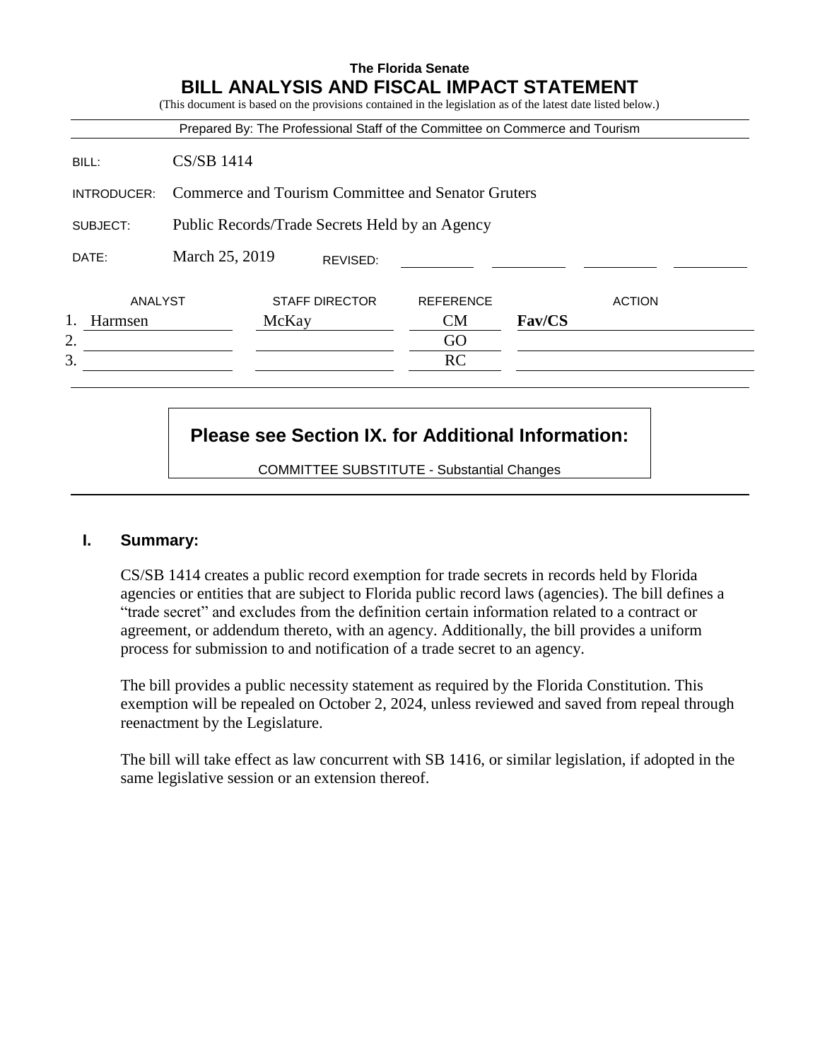**The Florida Senate**

# BILL ANALYSIS AND FISCAL IMPACT STATEMENT

(This document is based on the provisions contained in the legislation as of the latest date listed below.)

Prepared By: The Professional Staff of the Committee on Commerce and Tourism

| | |
|---|---|
| BILL: | CS/SB 1414 |
| INTRODUCER: | Commerce and Tourism Committee and Senator Gruters |
| SUBJECT: | Public Records/Trade Secrets Held by an Agency |
| DATE: | March 25, 2019 REVISED: |

| | ANALYST | STAFF DIRECTOR | REFERENCE | ACTION |
|---|---|---|---|---|
| 1. | Harmsen | McKay | CM | **Fav/CS** |
| 2. | | | GO | |
| 3. | | | RC | |

**Please see Section IX. for Additional Information:**

COMMITTEE SUBSTITUTE - Substantial Changes

## I. Summary:

CS/SB 1414 creates a public record exemption for trade secrets in records held by Florida agencies or entities that are subject to Florida public record laws (agencies). The bill defines a "trade secret" and excludes from the definition certain information related to a contract or agreement, or addendum thereto, with an agency. Additionally, the bill provides a uniform process for submission to and notification of a trade secret to an agency.

The bill provides a public necessity statement as required by the Florida Constitution. This exemption will be repealed on October 2, 2024, unless reviewed and saved from repeal through reenactment by the Legislature.

The bill will take effect as law concurrent with SB 1416, or similar legislation, if adopted in the same legislative session or an extension thereof.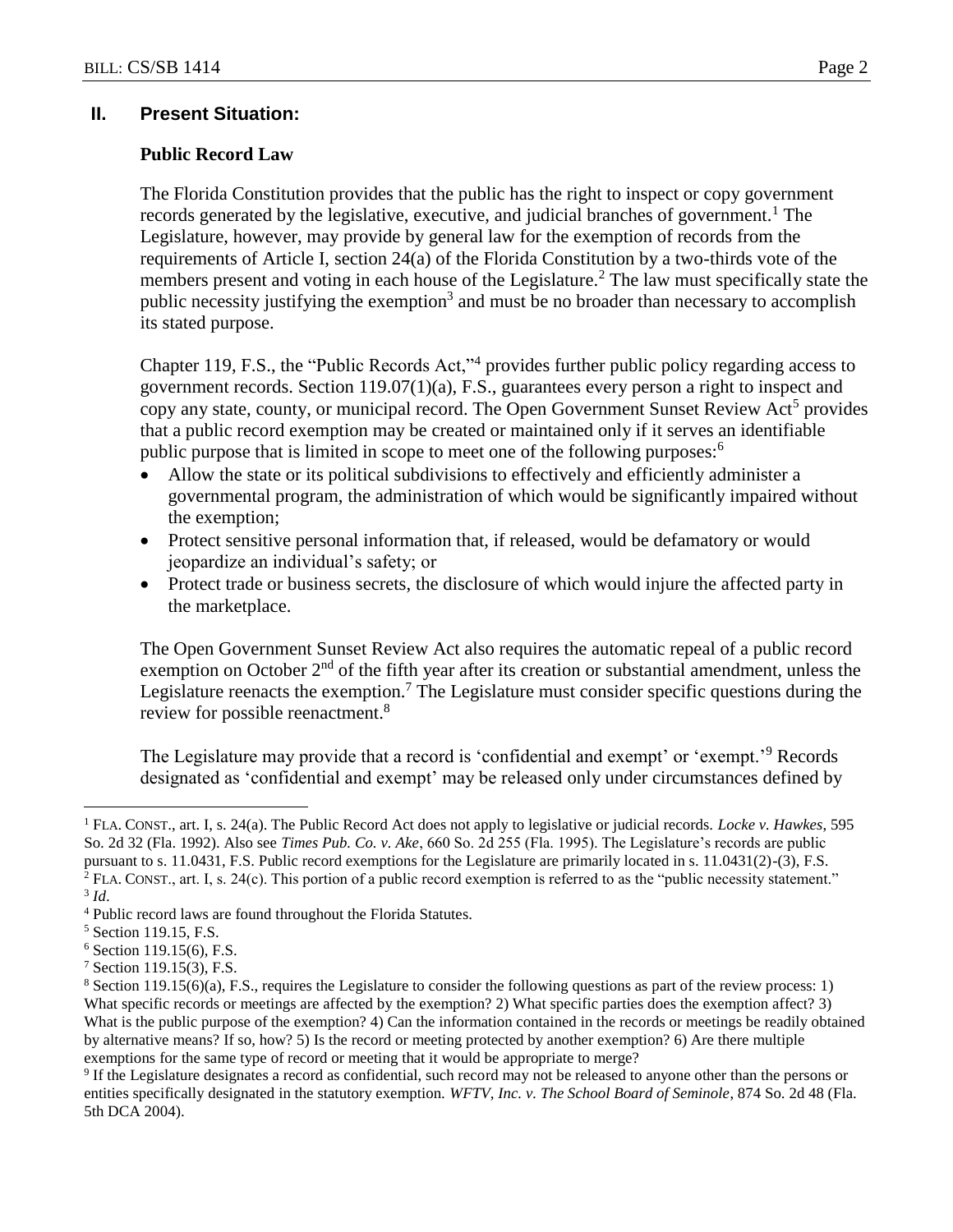## II. Present Situation:

### Public Record Law

The Florida Constitution provides that the public has the right to inspect or copy government records generated by the legislative, executive, and judicial branches of government.[1] The Legislature, however, may provide by general law for the exemption of records from the requirements of Article I, section 24(a) of the Florida Constitution by a two-thirds vote of the members present and voting in each house of the Legislature.[2] The law must specifically state the public necessity justifying the exemption[3] and must be no broader than necessary to accomplish its stated purpose.

Chapter 119, F.S., the "Public Records Act,"[4] provides further public policy regarding access to government records. Section 119.07(1)(a), F.S., guarantees every person a right to inspect and copy any state, county, or municipal record. The Open Government Sunset Review Act[5] provides that a public record exemption may be created or maintained only if it serves an identifiable public purpose that is limited in scope to meet one of the following purposes:[6]

- Allow the state or its political subdivisions to effectively and efficiently administer a governmental program, the administration of which would be significantly impaired without the exemption;
- Protect sensitive personal information that, if released, would be defamatory or would jeopardize an individual's safety; or
- Protect trade or business secrets, the disclosure of which would injure the affected party in the marketplace.

The Open Government Sunset Review Act also requires the automatic repeal of a public record exemption on October 2nd of the fifth year after its creation or substantial amendment, unless the Legislature reenacts the exemption.[7] The Legislature must consider specific questions during the review for possible reenactment.[8]

The Legislature may provide that a record is 'confidential and exempt' or 'exempt.'[9] Records designated as 'confidential and exempt' may be released only under circumstances defined by

---

[1] FLA. CONST., art. I, s. 24(a). The Public Record Act does not apply to legislative or judicial records. *Locke v. Hawkes*, 595 So. 2d 32 (Fla. 1992). Also see *Times Pub. Co. v. Ake*, 660 So. 2d 255 (Fla. 1995). The Legislature's records are public pursuant to s. 11.0431, F.S. Public record exemptions for the Legislature are primarily located in s. 11.0431(2)-(3), F.S.

[2] FLA. CONST., art. I, s. 24(c). This portion of a public record exemption is referred to as the "public necessity statement."

[3] *Id*.

[4] Public record laws are found throughout the Florida Statutes.

[5] Section 119.15, F.S.

[6] Section 119.15(6), F.S.

[7] Section 119.15(3), F.S.

[8] Section 119.15(6)(a), F.S., requires the Legislature to consider the following questions as part of the review process: 1) What specific records or meetings are affected by the exemption? 2) What specific parties does the exemption affect? 3) What is the public purpose of the exemption? 4) Can the information contained in the records or meetings be readily obtained by alternative means? If so, how? 5) Is the record or meeting protected by another exemption? 6) Are there multiple exemptions for the same type of record or meeting that it would be appropriate to merge?

[9] If the Legislature designates a record as confidential, such record may not be released to anyone other than the persons or entities specifically designated in the statutory exemption. *WFTV, Inc. v. The School Board of Seminole*, 874 So. 2d 48 (Fla. 5th DCA 2004).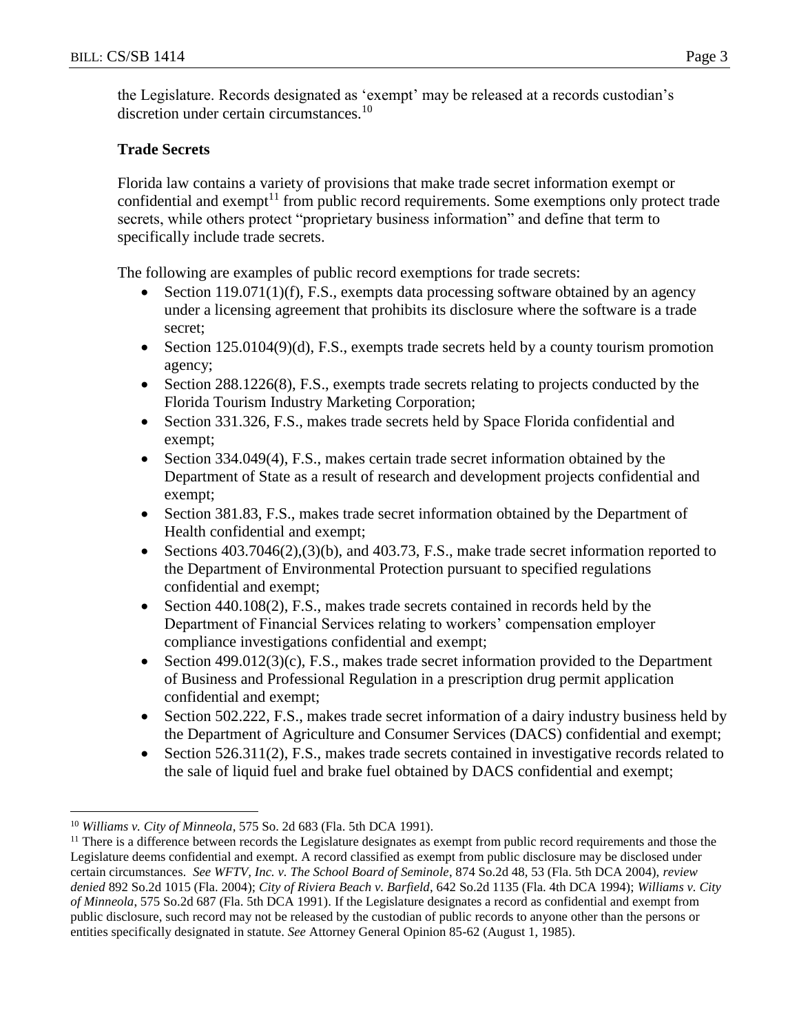the Legislature. Records designated as 'exempt' may be released at a records custodian's discretion under certain circumstances.[10]

**Trade Secrets**

Florida law contains a variety of provisions that make trade secret information exempt or confidential and exempt[11] from public record requirements. Some exemptions only protect trade secrets, while others protect "proprietary business information" and define that term to specifically include trade secrets.

The following are examples of public record exemptions for trade secrets:

- Section 119.071(1)(f), F.S., exempts data processing software obtained by an agency under a licensing agreement that prohibits its disclosure where the software is a trade secret;
- Section 125.0104(9)(d), F.S., exempts trade secrets held by a county tourism promotion agency;
- Section 288.1226(8), F.S., exempts trade secrets relating to projects conducted by the Florida Tourism Industry Marketing Corporation;
- Section 331.326, F.S., makes trade secrets held by Space Florida confidential and exempt;
- Section 334.049(4), F.S., makes certain trade secret information obtained by the Department of State as a result of research and development projects confidential and exempt;
- Section 381.83, F.S., makes trade secret information obtained by the Department of Health confidential and exempt;
- Sections 403.7046(2),(3)(b), and 403.73, F.S., make trade secret information reported to the Department of Environmental Protection pursuant to specified regulations confidential and exempt;
- Section 440.108(2), F.S., makes trade secrets contained in records held by the Department of Financial Services relating to workers' compensation employer compliance investigations confidential and exempt;
- Section 499.012(3)(c), F.S., makes trade secret information provided to the Department of Business and Professional Regulation in a prescription drug permit application confidential and exempt;
- Section 502.222, F.S., makes trade secret information of a dairy industry business held by the Department of Agriculture and Consumer Services (DACS) confidential and exempt;
- Section 526.311(2), F.S., makes trade secrets contained in investigative records related to the sale of liquid fuel and brake fuel obtained by DACS confidential and exempt;

---

[10] *Williams v. City of Minneola*, 575 So. 2d 683 (Fla. 5th DCA 1991).

[11] There is a difference between records the Legislature designates as exempt from public record requirements and those the Legislature deems confidential and exempt. A record classified as exempt from public disclosure may be disclosed under certain circumstances. *See WFTV, Inc. v. The School Board of Seminole*, 874 So.2d 48, 53 (Fla. 5th DCA 2004), *review denied* 892 So.2d 1015 (Fla. 2004); *City of Riviera Beach v. Barfield*, 642 So.2d 1135 (Fla. 4th DCA 1994); *Williams v. City of Minneola*, 575 So.2d 687 (Fla. 5th DCA 1991). If the Legislature designates a record as confidential and exempt from public disclosure, such record may not be released by the custodian of public records to anyone other than the persons or entities specifically designated in statute. *See* Attorney General Opinion 85-62 (August 1, 1985).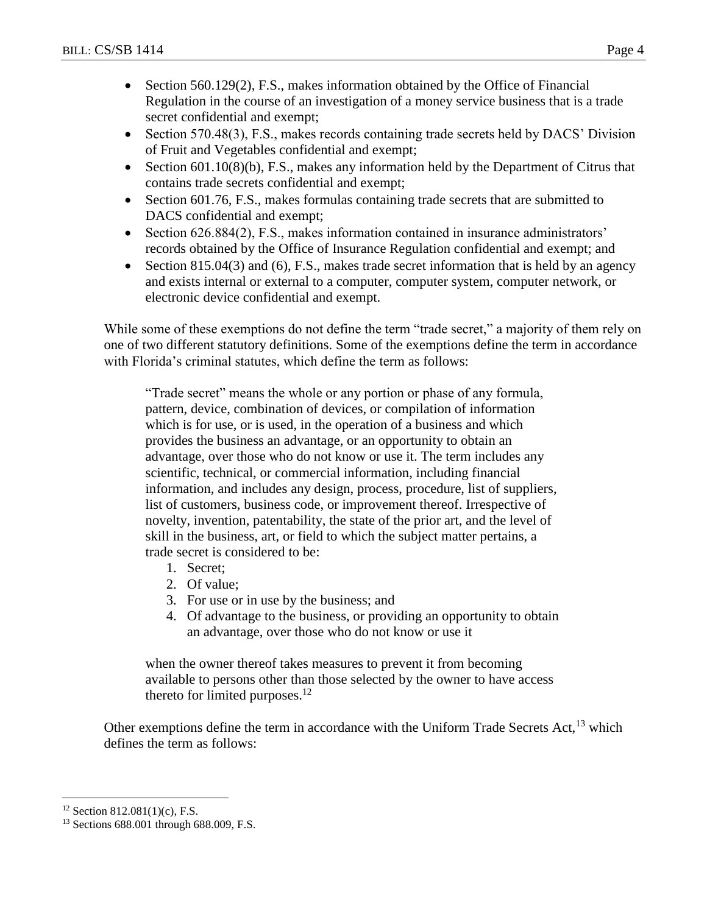- Section 560.129(2), F.S., makes information obtained by the Office of Financial Regulation in the course of an investigation of a money service business that is a trade secret confidential and exempt;
- Section 570.48(3), F.S., makes records containing trade secrets held by DACS' Division of Fruit and Vegetables confidential and exempt;
- Section 601.10(8)(b), F.S., makes any information held by the Department of Citrus that contains trade secrets confidential and exempt;
- Section 601.76, F.S., makes formulas containing trade secrets that are submitted to DACS confidential and exempt;
- Section 626.884(2), F.S., makes information contained in insurance administrators' records obtained by the Office of Insurance Regulation confidential and exempt; and
- Section 815.04(3) and (6), F.S., makes trade secret information that is held by an agency and exists internal or external to a computer, computer system, computer network, or electronic device confidential and exempt.

While some of these exemptions do not define the term "trade secret," a majority of them rely on one of two different statutory definitions. Some of the exemptions define the term in accordance with Florida's criminal statutes, which define the term as follows:

> "Trade secret" means the whole or any portion or phase of any formula, pattern, device, combination of devices, or compilation of information which is for use, or is used, in the operation of a business and which provides the business an advantage, or an opportunity to obtain an advantage, over those who do not know or use it. The term includes any scientific, technical, or commercial information, including financial information, and includes any design, process, procedure, list of suppliers, list of customers, business code, or improvement thereof. Irrespective of novelty, invention, patentability, the state of the prior art, and the level of skill in the business, art, or field to which the subject matter pertains, a trade secret is considered to be:
>
> 1. Secret;
> 2. Of value;
> 3. For use or in use by the business; and
> 4. Of advantage to the business, or providing an opportunity to obtain an advantage, over those who do not know or use it
>
> when the owner thereof takes measures to prevent it from becoming available to persons other than those selected by the owner to have access thereto for limited purposes.[12]

Other exemptions define the term in accordance with the Uniform Trade Secrets Act,[13] which defines the term as follows:

---

[12] Section 812.081(1)(c), F.S.

[13] Sections 688.001 through 688.009, F.S.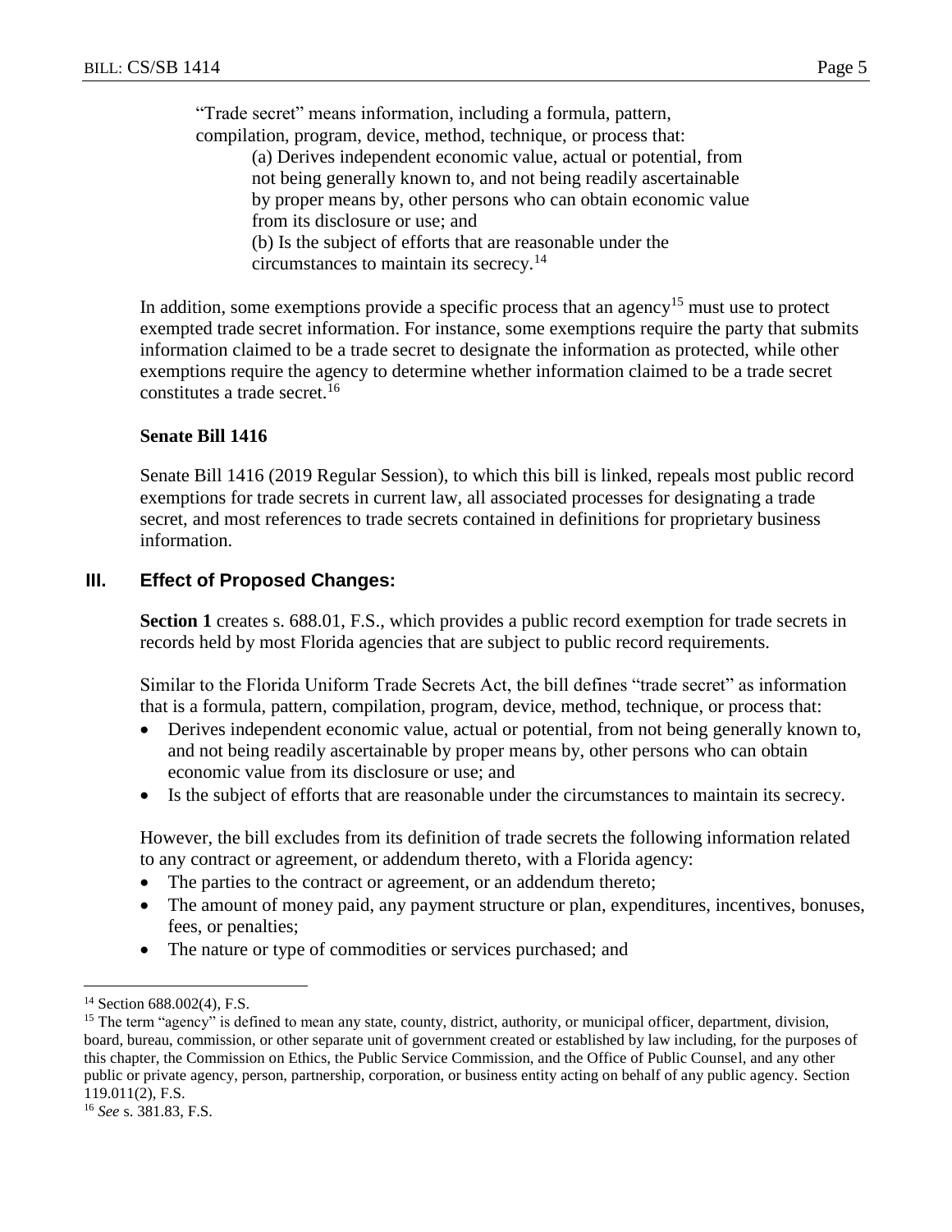"Trade secret" means information, including a formula, pattern, compilation, program, device, method, technique, or process that:

> (a) Derives independent economic value, actual or potential, from not being generally known to, and not being readily ascertainable by proper means by, other persons who can obtain economic value from its disclosure or use; and
>
> (b) Is the subject of efforts that are reasonable under the circumstances to maintain its secrecy.[14]

In addition, some exemptions provide a specific process that an agency[15] must use to protect exempted trade secret information. For instance, some exemptions require the party that submits information claimed to be a trade secret to designate the information as protected, while other exemptions require the agency to determine whether information claimed to be a trade secret constitutes a trade secret.[16]

**Senate Bill 1416**

Senate Bill 1416 (2019 Regular Session), to which this bill is linked, repeals most public record exemptions for trade secrets in current law, all associated processes for designating a trade secret, and most references to trade secrets contained in definitions for proprietary business information.

## III. Effect of Proposed Changes:

**Section 1** creates s. 688.01, F.S., which provides a public record exemption for trade secrets in records held by most Florida agencies that are subject to public record requirements.

Similar to the Florida Uniform Trade Secrets Act, the bill defines "trade secret" as information that is a formula, pattern, compilation, program, device, method, technique, or process that:

- Derives independent economic value, actual or potential, from not being generally known to, and not being readily ascertainable by proper means by, other persons who can obtain economic value from its disclosure or use; and
- Is the subject of efforts that are reasonable under the circumstances to maintain its secrecy.

However, the bill excludes from its definition of trade secrets the following information related to any contract or agreement, or addendum thereto, with a Florida agency:

- The parties to the contract or agreement, or an addendum thereto;
- The amount of money paid, any payment structure or plan, expenditures, incentives, bonuses, fees, or penalties;
- The nature or type of commodities or services purchased; and

---

[14] Section 688.002(4), F.S.

[15] The term "agency" is defined to mean any state, county, district, authority, or municipal officer, department, division, board, bureau, commission, or other separate unit of government created or established by law including, for the purposes of this chapter, the Commission on Ethics, the Public Service Commission, and the Office of Public Counsel, and any other public or private agency, person, partnership, corporation, or business entity acting on behalf of any public agency. Section 119.011(2), F.S.

[16] *See* s. 381.83, F.S.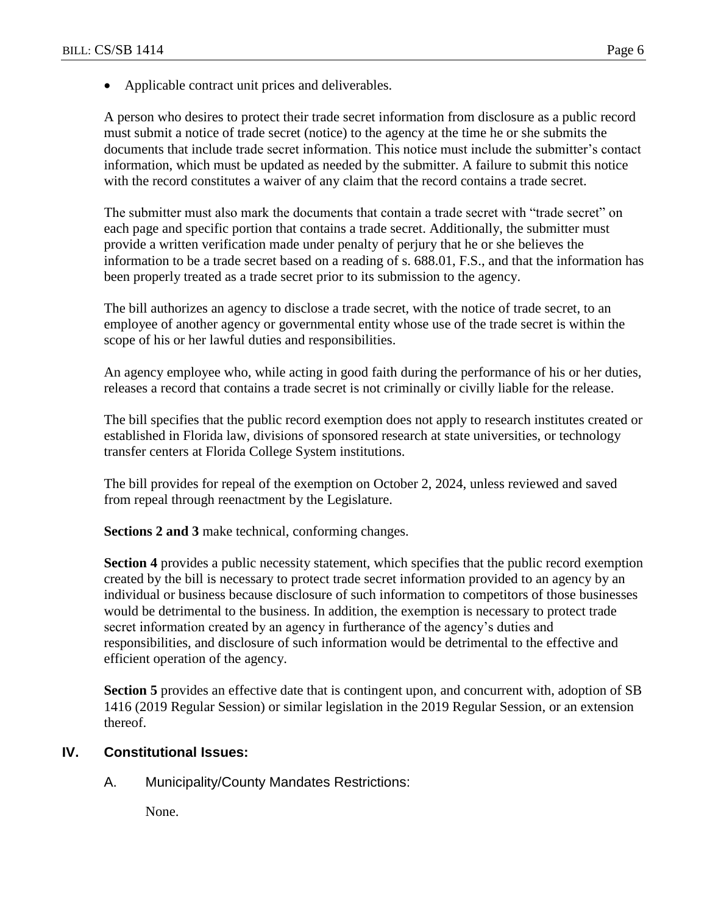- Applicable contract unit prices and deliverables.

A person who desires to protect their trade secret information from disclosure as a public record must submit a notice of trade secret (notice) to the agency at the time he or she submits the documents that include trade secret information. This notice must include the submitter's contact information, which must be updated as needed by the submitter. A failure to submit this notice with the record constitutes a waiver of any claim that the record contains a trade secret.

The submitter must also mark the documents that contain a trade secret with "trade secret" on each page and specific portion that contains a trade secret. Additionally, the submitter must provide a written verification made under penalty of perjury that he or she believes the information to be a trade secret based on a reading of s. 688.01, F.S., and that the information has been properly treated as a trade secret prior to its submission to the agency.

The bill authorizes an agency to disclose a trade secret, with the notice of trade secret, to an employee of another agency or governmental entity whose use of the trade secret is within the scope of his or her lawful duties and responsibilities.

An agency employee who, while acting in good faith during the performance of his or her duties, releases a record that contains a trade secret is not criminally or civilly liable for the release.

The bill specifies that the public record exemption does not apply to research institutes created or established in Florida law, divisions of sponsored research at state universities, or technology transfer centers at Florida College System institutions.

The bill provides for repeal of the exemption on October 2, 2024, unless reviewed and saved from repeal through reenactment by the Legislature.

**Sections 2 and 3** make technical, conforming changes.

**Section 4** provides a public necessity statement, which specifies that the public record exemption created by the bill is necessary to protect trade secret information provided to an agency by an individual or business because disclosure of such information to competitors of those businesses would be detrimental to the business. In addition, the exemption is necessary to protect trade secret information created by an agency in furtherance of the agency's duties and responsibilities, and disclosure of such information would be detrimental to the effective and efficient operation of the agency.

**Section 5** provides an effective date that is contingent upon, and concurrent with, adoption of SB 1416 (2019 Regular Session) or similar legislation in the 2019 Regular Session, or an extension thereof.

## IV. Constitutional Issues:

### A. Municipality/County Mandates Restrictions:

None.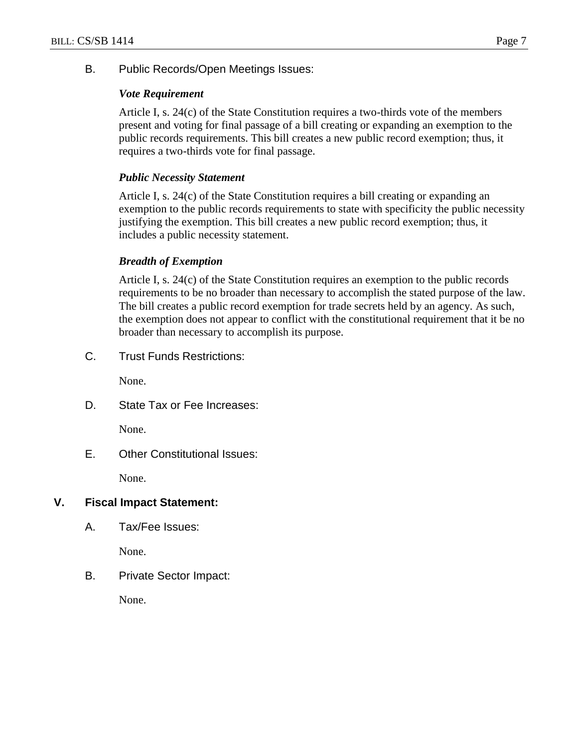B. Public Records/Open Meetings Issues:

***Vote Requirement***

Article I, s. 24(c) of the State Constitution requires a two-thirds vote of the members present and voting for final passage of a bill creating or expanding an exemption to the public records requirements. This bill creates a new public record exemption; thus, it requires a two-thirds vote for final passage.

***Public Necessity Statement***

Article I, s. 24(c) of the State Constitution requires a bill creating or expanding an exemption to the public records requirements to state with specificity the public necessity justifying the exemption. This bill creates a new public record exemption; thus, it includes a public necessity statement.

***Breadth of Exemption***

Article I, s. 24(c) of the State Constitution requires an exemption to the public records requirements to be no broader than necessary to accomplish the stated purpose of the law. The bill creates a public record exemption for trade secrets held by an agency. As such, the exemption does not appear to conflict with the constitutional requirement that it be no broader than necessary to accomplish its purpose.

C. Trust Funds Restrictions:

None.

D. State Tax or Fee Increases:

None.

E. Other Constitutional Issues:

None.

## V. Fiscal Impact Statement:

A. Tax/Fee Issues:

None.

B. Private Sector Impact:

None.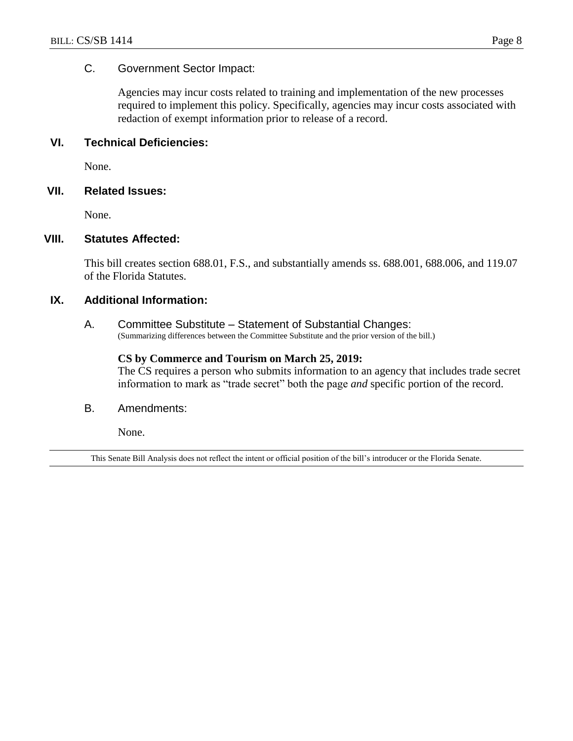### C. Government Sector Impact:

Agencies may incur costs related to training and implementation of the new processes required to implement this policy. Specifically, agencies may incur costs associated with redaction of exempt information prior to release of a record.

## VI. Technical Deficiencies:

None.

## VII. Related Issues:

None.

## VIII. Statutes Affected:

This bill creates section 688.01, F.S., and substantially amends ss. 688.001, 688.006, and 119.07 of the Florida Statutes.

## IX. Additional Information:

### A. Committee Substitute – Statement of Substantial Changes:

(Summarizing differences between the Committee Substitute and the prior version of the bill.)

**CS by Commerce and Tourism on March 25, 2019:**
The CS requires a person who submits information to an agency that includes trade secret information to mark as "trade secret" both the page *and* specific portion of the record.

### B. Amendments:

None.

This Senate Bill Analysis does not reflect the intent or official position of the bill's introducer or the Florida Senate.